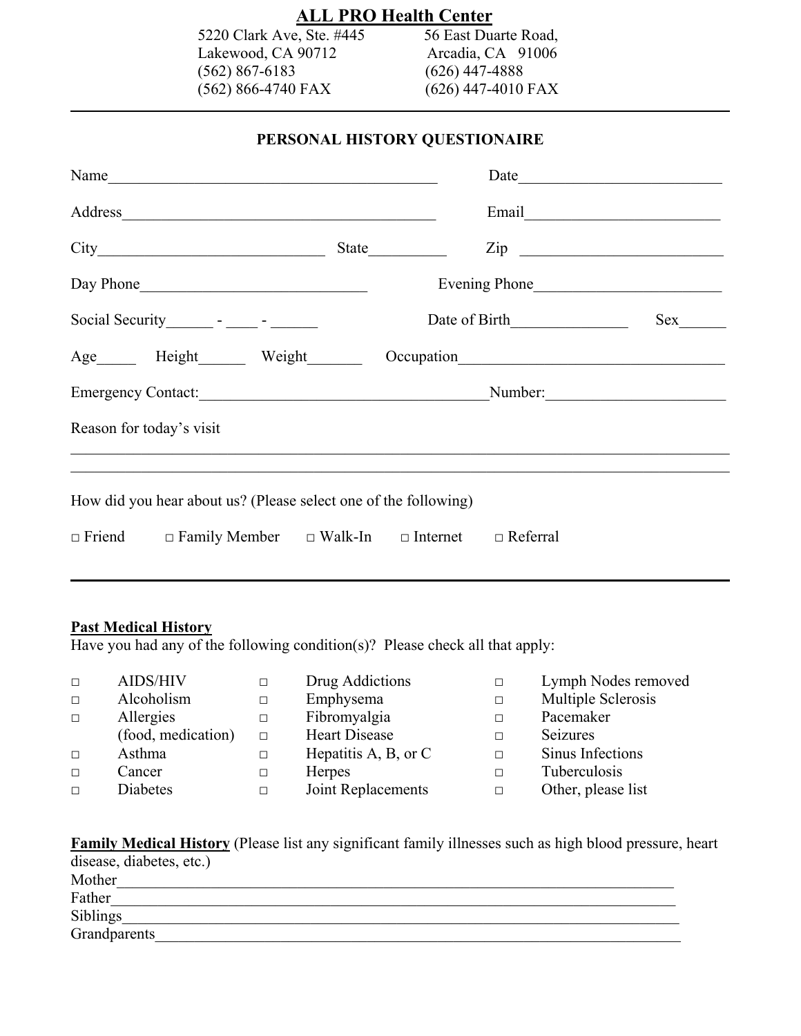# ALL PRO Health Center

| 5220 Clark Ave, Ste. #445 | 56 East Duarte Road, |
|---|---|
| Lakewood, CA 90712 | Arcadia, CA 91006 |
| (562) 867-6183 | (626) 447-4888 |
| (562) 866-4740 FAX | (626) 447-4010 FAX |

---

## PERSONAL HISTORY QUESTIONAIRE

Name__________________________________________ Date_________________________

Address_________________________________________ Email________________________

City_____________________________ State__________ Zip _________________________

Day Phone_____________________________ Evening Phone________________________

Social Security______ - ____ - ______ Date of Birth_______________ Sex______

Age_____ Height______ Weight_______ Occupation_________________________________

Emergency Contact:_____________________________________Number:______________________

Reason for today's visit

_____________________________________________________________________________

_____________________________________________________________________________

How did you hear about us? (Please select one of the following)

□ Friend □ Family Member □ Walk-In □ Internet □ Referral

---

**Past Medical History**

Have you had any of the following condition(s)? Please check all that apply:

| | | | | | |
|---|---|---|---|---|---|
| □ | AIDS/HIV | □ | Drug Addictions | □ | Lymph Nodes removed |
| □ | Alcoholism | □ | Emphysema | □ | Multiple Sclerosis |
| □ | Allergies (food, medication) | □ | Fibromyalgia | □ | Pacemaker |
| | | □ | Heart Disease | □ | Seizures |
| □ | Asthma | □ | Hepatitis A, B, or C | □ | Sinus Infections |
| □ | Cancer | □ | Herpes | □ | Tuberculosis |
| □ | Diabetes | □ | Joint Replacements | □ | Other, please list |

**Family Medical History** (Please list any significant family illnesses such as high blood pressure, heart disease, diabetes, etc.)

Mother_________________________________________________________________________

Father_________________________________________________________________________

Siblings________________________________________________________________________

Grandparents____________________________________________________________________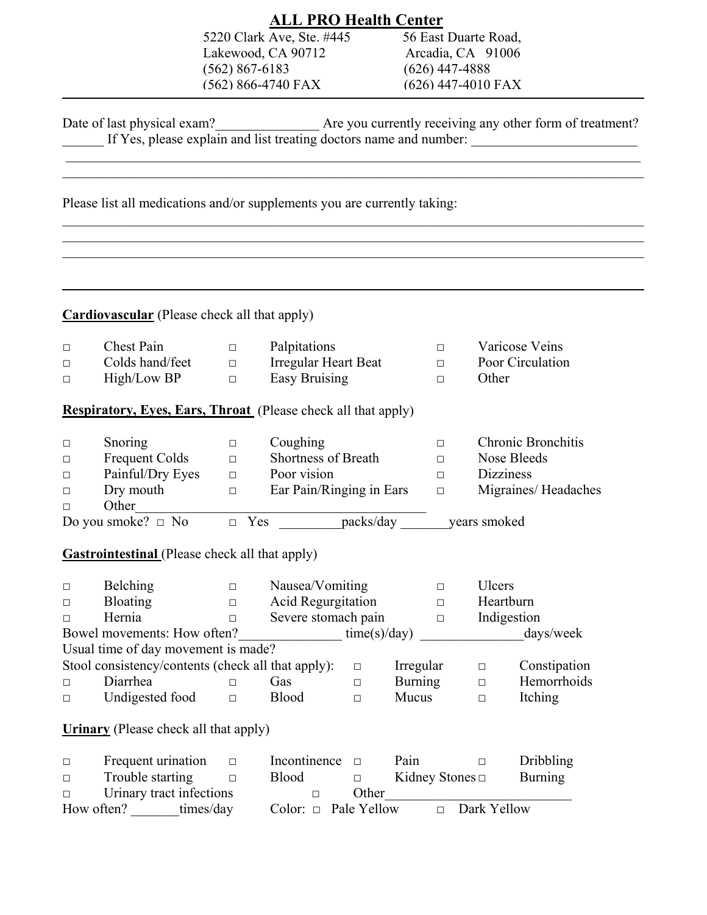# ALL PRO Health Center

5220 Clark Ave, Ste. #445
Lakewood, CA 90712
(562) 867-6183
(562) 866-4740 FAX

56 East Duarte Road,
Arcadia, CA 91006
(626) 447-4888
(626) 447-4010 FAX

---

Date of last physical exam?_______________ Are you currently receiving any other form of treatment? ______ If Yes, please explain and list treating doctors name and number: ________________________

_______________________________________________________________________________________

_______________________________________________________________________________________

Please list all medications and/or supplements you are currently taking:

_______________________________________________________________________________________

_______________________________________________________________________________________

_______________________________________________________________________________________

---

**Cardiovascular** (Please check all that apply)

| | | | | | |
|---|---|---|---|---|---|
| □ | Chest Pain | □ | Palpitations | □ | Varicose Veins |
| □ | Colds hand/feet | □ | Irregular Heart Beat | □ | Poor Circulation |
| □ | High/Low BP | □ | Easy Bruising | □ | Other |

**Respiratory, Eyes, Ears, Throat** (Please check all that apply)

| | | | | | |
|---|---|---|---|---|---|
| □ | Snoring | □ | Coughing | □ | Chronic Bronchitis |
| □ | Frequent Colds | □ | Shortness of Breath | □ | Nose Bleeds |
| □ | Painful/Dry Eyes | □ | Poor vision | □ | Dizziness |
| □ | Dry mouth | □ | Ear Pain/Ringing in Ears | □ | Migraines/ Headaches |

□ Other_____________________________________________

Do you smoke? □ No □ Yes _________packs/day _______years smoked

**Gastrointestinal** (Please check all that apply)

| | | | | | |
|---|---|---|---|---|---|
| □ | Belching | □ | Nausea/Vomiting | □ | Ulcers |
| □ | Bloating | □ | Acid Regurgitation | □ | Heartburn |
| □ | Hernia | □ | Severe stomach pain | □ | Indigestion |

Bowel movements: How often?_______________ time(s)/day) _______________days/week

Usual time of day movement is made?

Stool consistency/contents (check all that apply): □ Irregular □ Constipation

| | | | | | | | |
|---|---|---|---|---|---|---|---|
| □ | Diarrhea | □ | Gas | □ | Burning | □ | Hemorrhoids |
| □ | Undigested food | □ | Blood | □ | Mucus | □ | Itching |

**Urinary** (Please check all that apply)

| | | | | | | | |
|---|---|---|---|---|---|---|---|
| □ | Frequent urination | □ | Incontinence | □ | Pain | □ | Dribbling |
| □ | Trouble starting | □ | Blood | □ | Kidney Stones | □ | Burning |

□ Urinary tract infections □ Other__________________________

How often? _______times/day Color: □ Pale Yellow □ Dark Yellow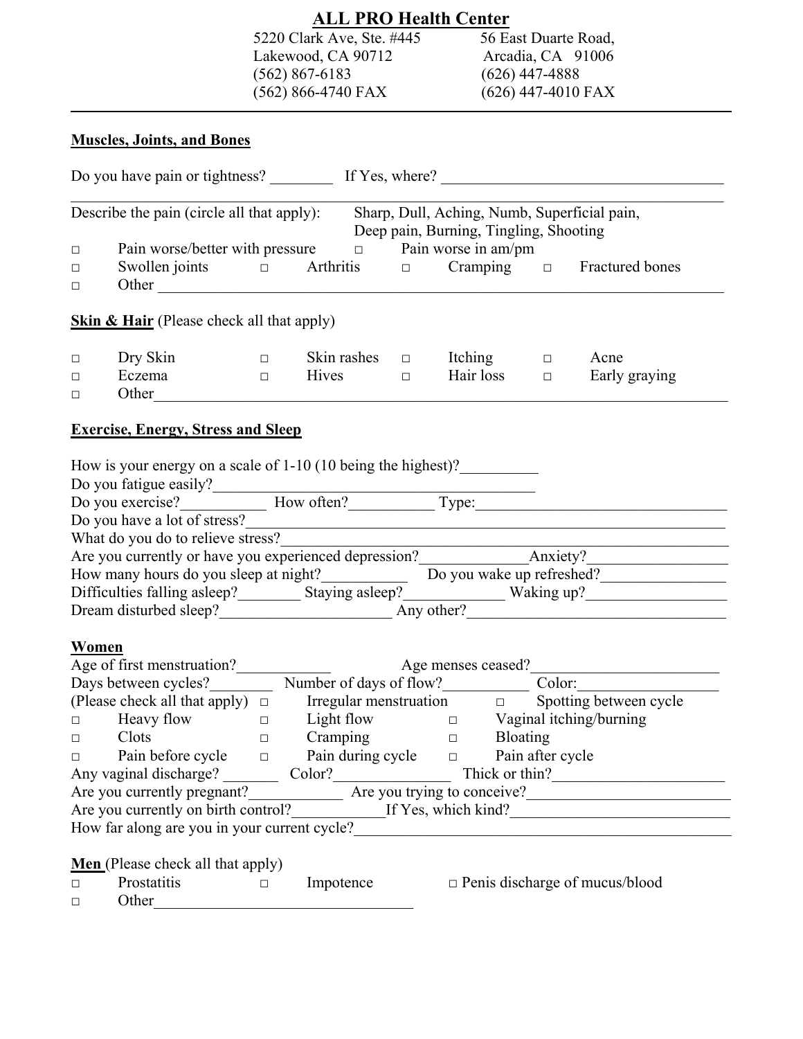# ALL PRO Health Center

5220 Clark Ave, Ste. #445
Lakewood, CA 90712
(562) 867-6183
(562) 866-4740 FAX

56 East Duarte Road,
Arcadia, CA 91006
(626) 447-4888
(626) 447-4010 FAX

---

## Muscles, Joints, and Bones

Do you have pain or tightness? ________ If Yes, where? ____________________________________

______________________________________________________________________________

Describe the pain (circle all that apply): Sharp, Dull, Aching, Numb, Superficial pain, Deep pain, Burning, Tingling, Shooting

□ Pain worse/better with pressure □ Pain worse in am/pm
□ Swollen joints □ Arthritis □ Cramping □ Fractured bones
□ Other ________________________________________________________________________

## Skin & Hair (Please check all that apply)

□ Dry Skin □ Skin rashes □ Itching □ Acne
□ Eczema □ Hives □ Hair loss □ Early graying
□ Other__________________________________________________________________________

## Exercise, Energy, Stress and Sleep

How is your energy on a scale of 1-10 (10 being the highest)?__________
Do you fatigue easily?___________________________________________
Do you exercise?__________ How often?__________ Type:______________________________
Do you have a lot of stress?____________________________________________________________
What do you do to relieve stress?________________________________________________________
Are you currently or have you experienced depression?_____________Anxiety?_________________
How many hours do you sleep at night?__________ Do you wake up refreshed?________________
Difficulties falling asleep?________ Staying asleep?____________ Waking up?_________________
Dream disturbed sleep?_____________________ Any other?_________________________________

## Women

Age of first menstruation?____________ Age menses ceased?_______________________
Days between cycles?________ Number of days of flow?__________ Color:_________________
(Please check all that apply) □ Irregular menstruation □ Spotting between cycle
□ Heavy flow □ Light flow □ Vaginal itching/burning
□ Clots □ Cramping □ Bloating
□ Pain before cycle □ Pain during cycle □ Pain after cycle
Any vaginal discharge? _______ Color?_______________ Thick or thin?______________________
Are you currently pregnant?___________ Are you trying to conceive?_________________________
Are you currently on birth control?___________If Yes, which kind?___________________________
How far along are you in your current cycle?_______________________________________________

## Men (Please check all that apply)

□ Prostatitis □ Impotence □ Penis discharge of mucus/blood
□ Other_________________________________